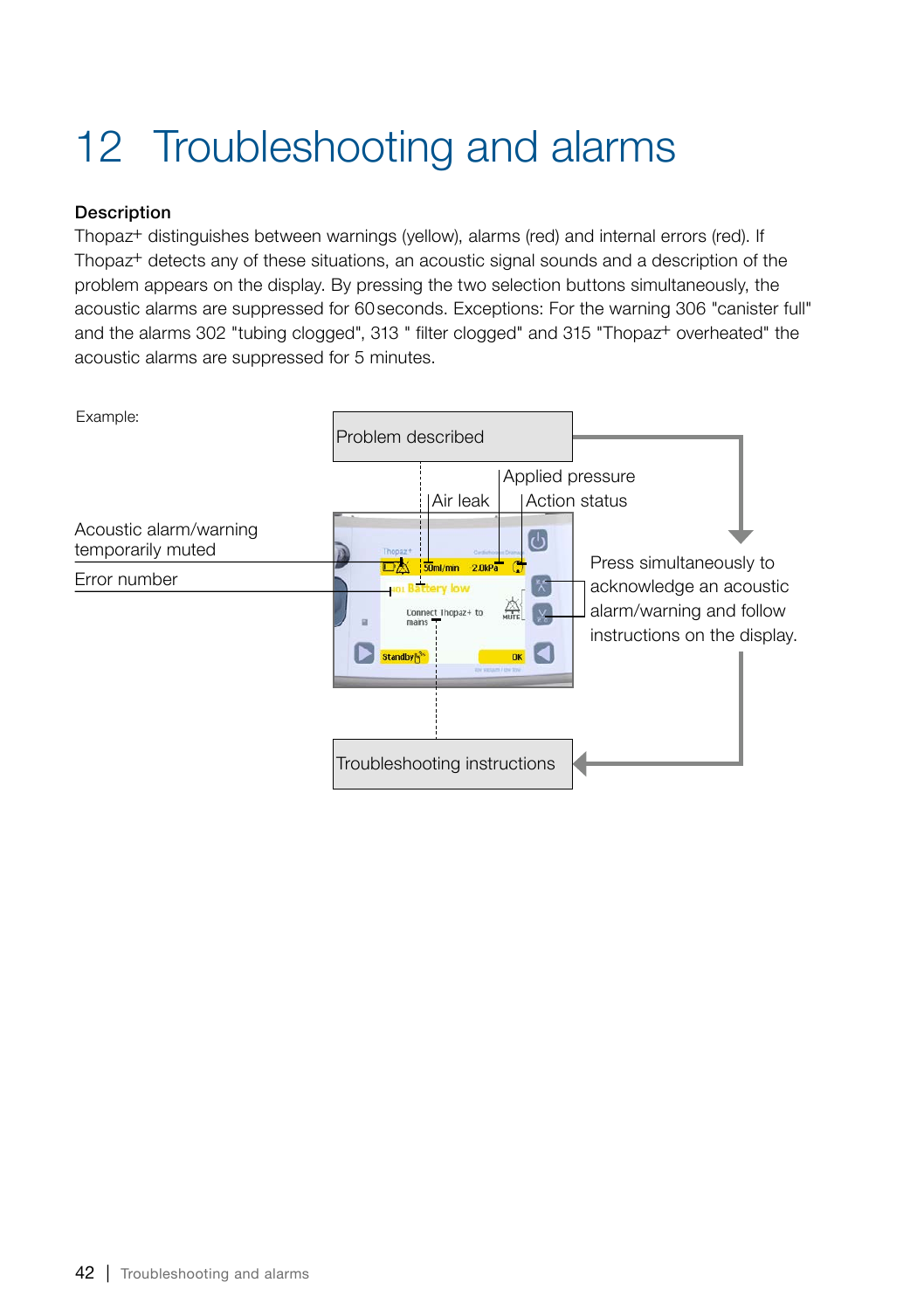# 12 Troubleshooting and alarms

**Description**

Thopaz+ distinguishes between warnings (yellow), alarms (red) and internal errors (red). If Thopaz+ detects any of these situations, an acoustic signal sounds and a description of the problem appears on the display. By pressing the two selection buttons simultaneously, the acoustic alarms are suppressed for 60 seconds. Exceptions: For the warning 306 "canister full" and the alarms 302 "tubing clogged", 313 " filter clogged" and 315 "Thopaz+ overheated" the acoustic alarms are suppressed for 5 minutes.

Example:

Problem described

Applied pressure

Air leak

Action status

Acoustic alarm/warning temporarily muted

Error number

Press simultaneously to acknowledge an acoustic alarm/warning and follow instructions on the display.

Troubleshooting instructions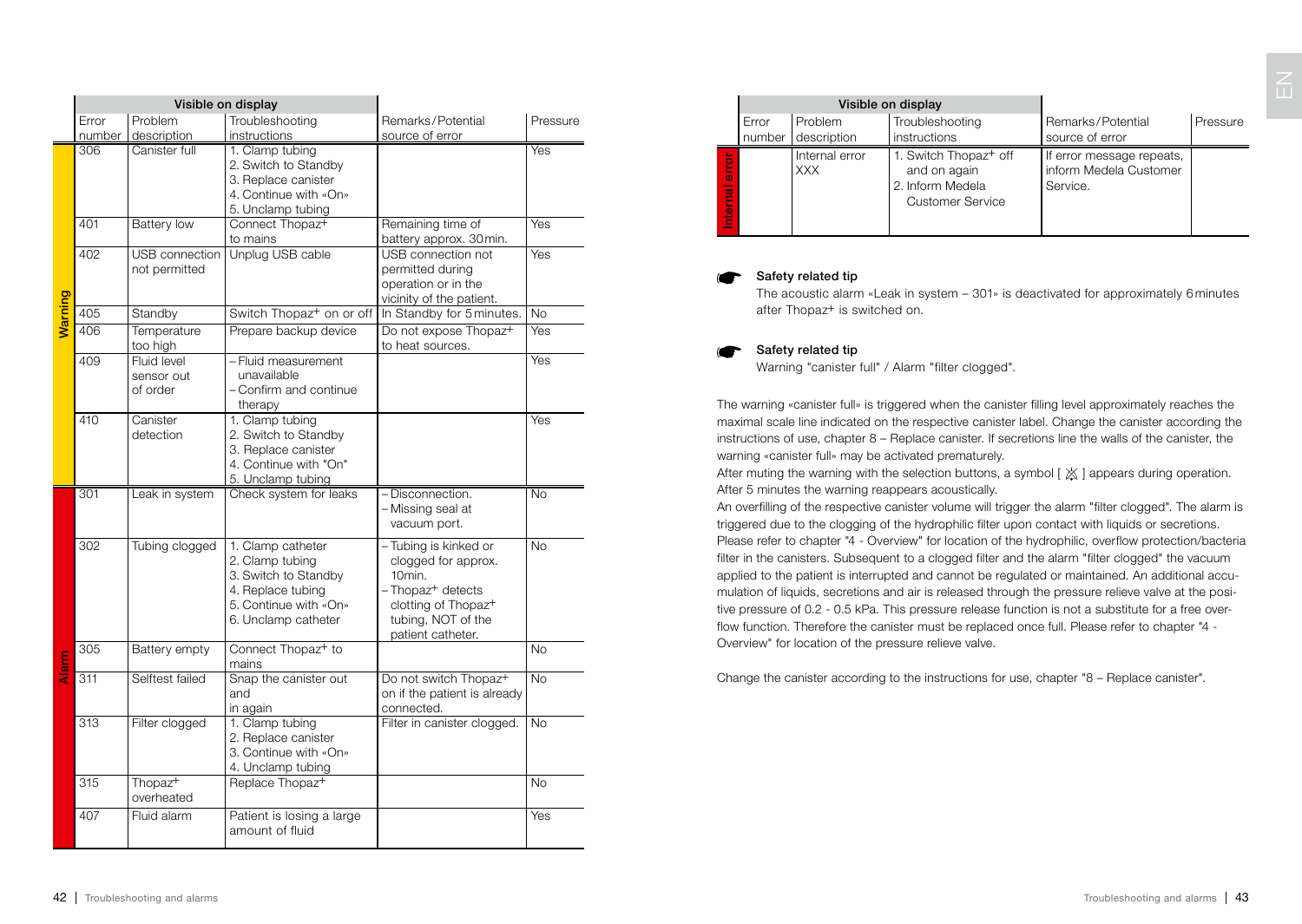| | Visible on display | | | | |
|---|---|---|---|---|---|
| | Error number | Problem description | Troubleshooting instructions | Remarks/Potential source of error | Pressure |
| Warning | 306 | Canister full | 1. Clamp tubing<br>2. Switch to Standby<br>3. Replace canister<br>4. Continue with «On»<br>5. Unclamp tubing | | Yes |
| Warning | 401 | Battery low | Connect Thopaz+ to mains | Remaining time of battery approx. 30 min. | Yes |
| Warning | 402 | USB connection not permitted | Unplug USB cable | USB connection not permitted during operation or in the vicinity of the patient. | Yes |
| Warning | 405 | Standby | Switch Thopaz+ on or off | In Standby for 5 minutes. | No |
| Warning | 406 | Temperature too high | Prepare backup device | Do not expose Thopaz+ to heat sources. | Yes |
| Warning | 409 | Fluid level sensor out of order | – Fluid measurement unavailable<br>– Confirm and continue therapy | | Yes |
| Warning | 410 | Canister detection | 1. Clamp tubing<br>2. Switch to Standby<br>3. Replace canister<br>4. Continue with "On"<br>5. Unclamp tubing | | Yes |
| Alarm | 301 | Leak in system | Check system for leaks | – Disconnection.<br>– Missing seal at vacuum port. | No |
| Alarm | 302 | Tubing clogged | 1. Clamp catheter<br>2. Clamp tubing<br>3. Switch to Standby<br>4. Replace tubing<br>5. Continue with «On»<br>6. Unclamp catheter | – Tubing is kinked or clogged for approx. 10min.<br>– Thopaz+ detects clotting of Thopaz+ tubing, NOT of the patient catheter. | No |
| Alarm | 305 | Battery empty | Connect Thopaz+ to mains | | No |
| Alarm | 311 | Selftest failed | Snap the canister out and in again | Do not switch Thopaz+ on if the patient is already connected. | No |
| Alarm | 313 | Filter clogged | 1. Clamp tubing<br>2. Replace canister<br>3. Continue with «On»<br>4. Unclamp tubing | Filter in canister clogged. | No |
| Alarm | 315 | Thopaz+ overheated | Replace Thopaz+ | | No |
| Alarm | 407 | Fluid alarm | Patient is losing a large amount of fluid | | Yes |

| | Visible on display | | | | |
|---|---|---|---|---|---|
| | Error number | Problem description | Troubleshooting instructions | Remarks/Potential source of error | Pressure |
| Internal error | | Internal error XXX | 1. Switch Thopaz+ off and on again<br>2. Inform Medela Customer Service | If error message repeats, inform Medela Customer Service. | |

**Safety related tip**

The acoustic alarm «Leak in system – 301» is deactivated for approximately 6 minutes after Thopaz+ is switched on.

**Safety related tip**

Warning "canister full" / Alarm "filter clogged".

The warning «canister full» is triggered when the canister filling level approximately reaches the maximal scale line indicated on the respective canister label. Change the canister according the instructions of use, chapter 8 – Replace canister. If secretions line the walls of the canister, the warning «canister full» may be activated prematurely.

After muting the warning with the selection buttons, a symbol [ ] appears during operation. After 5 minutes the warning reappears acoustically.

An overfilling of the respective canister volume will trigger the alarm "filter clogged". The alarm is triggered due to the clogging of the hydrophilic filter upon contact with liquids or secretions. Please refer to chapter "4 - Overview" for location of the hydrophilic, overflow protection/bacteria filter in the canisters. Subsequent to a clogged filter and the alarm "filter clogged" the vacuum applied to the patient is interrupted and cannot be regulated or maintained. An additional accumulation of liquids, secretions and air is released through the pressure relieve valve at the positive pressure of 0.2 - 0.5 kPa. This pressure release function is not a substitute for a free overflow function. Therefore the canister must be replaced once full. Please refer to chapter "4 - Overview" for location of the pressure relieve valve.

Change the canister according to the instructions for use, chapter "8 – Replace canister".